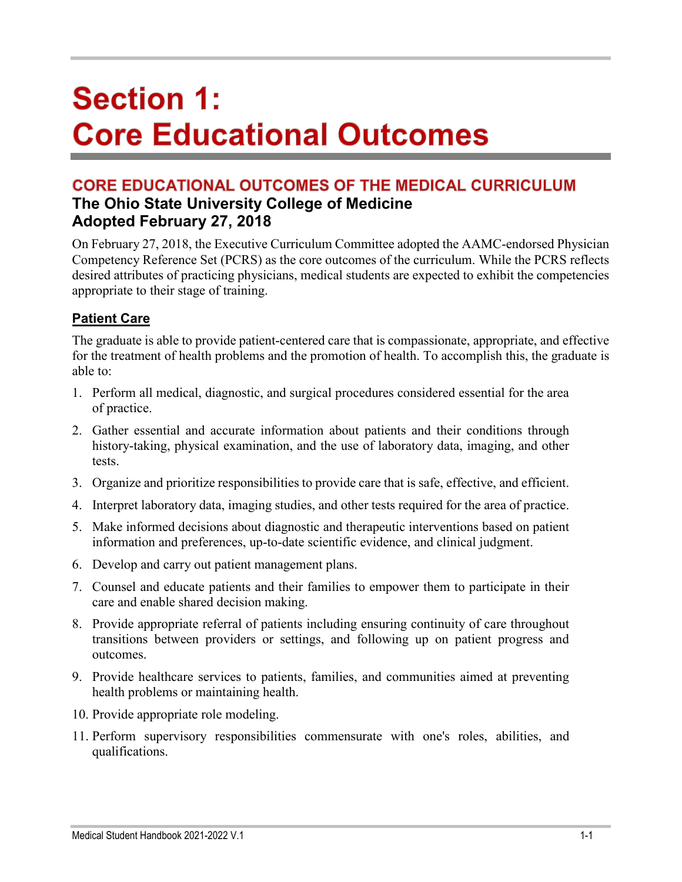# Section 1: Core Educational Outcomes

## CORE EDUCATIONAL OUTCOMES OF THE MEDICAL CURRICULUM

### The Ohio State University College of Medicine
### Adopted February 27, 2018

On February 27, 2018, the Executive Curriculum Committee adopted the AAMC-endorsed Physician Competency Reference Set (PCRS) as the core outcomes of the curriculum. While the PCRS reflects desired attributes of practicing physicians, medical students are expected to exhibit the competencies appropriate to their stage of training.

### Patient Care

The graduate is able to provide patient-centered care that is compassionate, appropriate, and effective for the treatment of health problems and the promotion of health. To accomplish this, the graduate is able to:

1. Perform all medical, diagnostic, and surgical procedures considered essential for the area of practice.
2. Gather essential and accurate information about patients and their conditions through history-taking, physical examination, and the use of laboratory data, imaging, and other tests.
3. Organize and prioritize responsibilities to provide care that is safe, effective, and efficient.
4. Interpret laboratory data, imaging studies, and other tests required for the area of practice.
5. Make informed decisions about diagnostic and therapeutic interventions based on patient information and preferences, up-to-date scientific evidence, and clinical judgment.
6. Develop and carry out patient management plans.
7. Counsel and educate patients and their families to empower them to participate in their care and enable shared decision making.
8. Provide appropriate referral of patients including ensuring continuity of care throughout transitions between providers or settings, and following up on patient progress and outcomes.
9. Provide healthcare services to patients, families, and communities aimed at preventing health problems or maintaining health.
10. Provide appropriate role modeling.
11. Perform supervisory responsibilities commensurate with one's roles, abilities, and qualifications.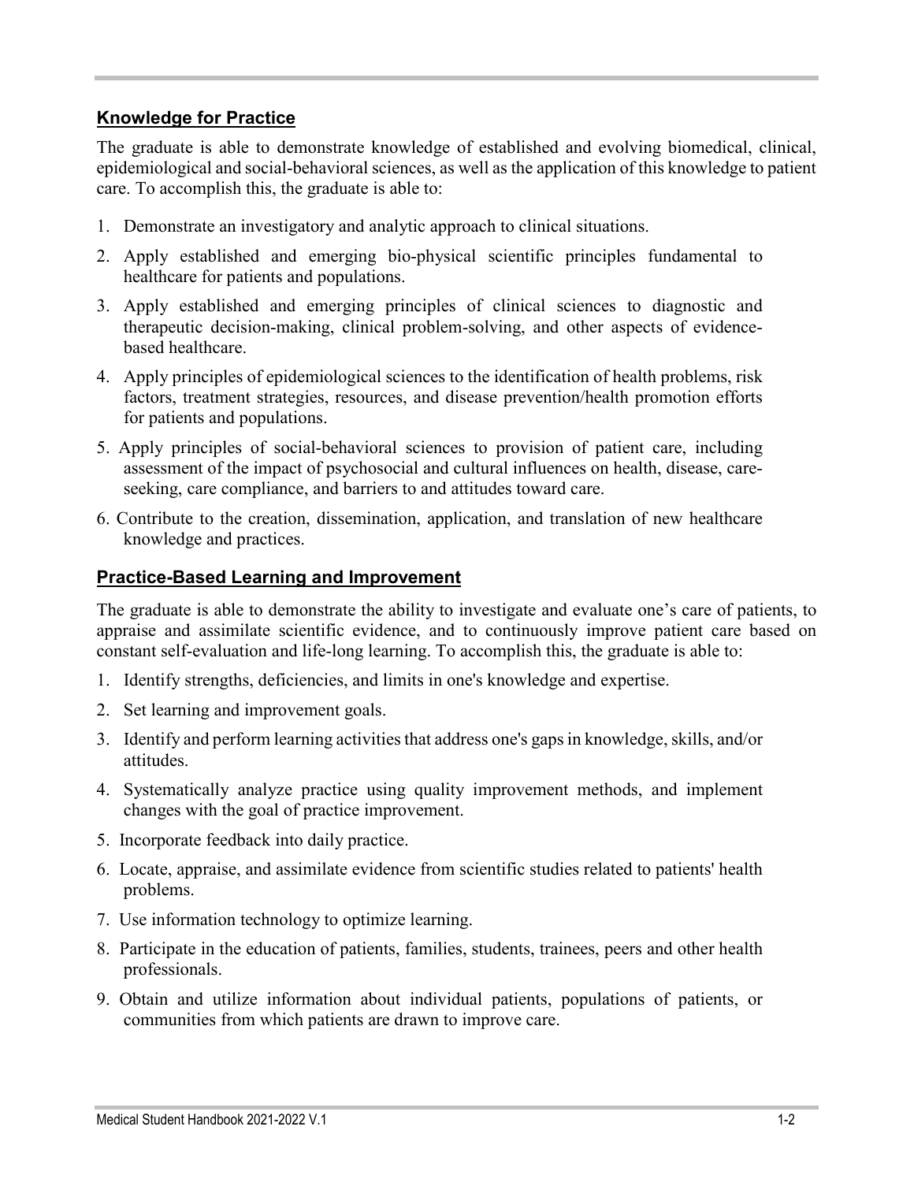## Knowledge for Practice

The graduate is able to demonstrate knowledge of established and evolving biomedical, clinical, epidemiological and social-behavioral sciences, as well as the application of this knowledge to patient care. To accomplish this, the graduate is able to:

1. Demonstrate an investigatory and analytic approach to clinical situations.
2. Apply established and emerging bio-physical scientific principles fundamental to healthcare for patients and populations.
3. Apply established and emerging principles of clinical sciences to diagnostic and therapeutic decision-making, clinical problem-solving, and other aspects of evidence-based healthcare.
4. Apply principles of epidemiological sciences to the identification of health problems, risk factors, treatment strategies, resources, and disease prevention/health promotion efforts for patients and populations.
5. Apply principles of social-behavioral sciences to provision of patient care, including assessment of the impact of psychosocial and cultural influences on health, disease, care-seeking, care compliance, and barriers to and attitudes toward care.
6. Contribute to the creation, dissemination, application, and translation of new healthcare knowledge and practices.

## Practice-Based Learning and Improvement

The graduate is able to demonstrate the ability to investigate and evaluate one's care of patients, to appraise and assimilate scientific evidence, and to continuously improve patient care based on constant self-evaluation and life-long learning. To accomplish this, the graduate is able to:

1. Identify strengths, deficiencies, and limits in one's knowledge and expertise.
2. Set learning and improvement goals.
3. Identify and perform learning activities that address one's gaps in knowledge, skills, and/or attitudes.
4. Systematically analyze practice using quality improvement methods, and implement changes with the goal of practice improvement.
5. Incorporate feedback into daily practice.
6. Locate, appraise, and assimilate evidence from scientific studies related to patients' health problems.
7. Use information technology to optimize learning.
8. Participate in the education of patients, families, students, trainees, peers and other health professionals.
9. Obtain and utilize information about individual patients, populations of patients, or communities from which patients are drawn to improve care.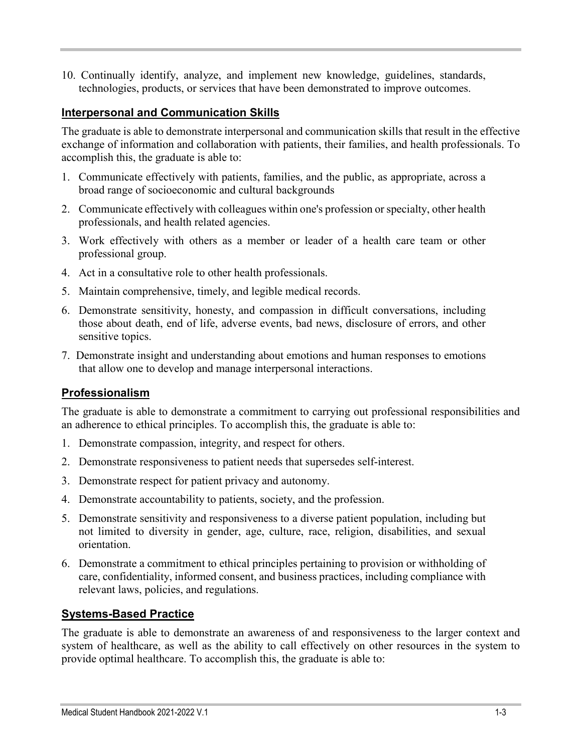10. Continually identify, analyze, and implement new knowledge, guidelines, standards, technologies, products, or services that have been demonstrated to improve outcomes.

## Interpersonal and Communication Skills

The graduate is able to demonstrate interpersonal and communication skills that result in the effective exchange of information and collaboration with patients, their families, and health professionals. To accomplish this, the graduate is able to:

1. Communicate effectively with patients, families, and the public, as appropriate, across a broad range of socioeconomic and cultural backgrounds
2. Communicate effectively with colleagues within one's profession or specialty, other health professionals, and health related agencies.
3. Work effectively with others as a member or leader of a health care team or other professional group.
4. Act in a consultative role to other health professionals.
5. Maintain comprehensive, timely, and legible medical records.
6. Demonstrate sensitivity, honesty, and compassion in difficult conversations, including those about death, end of life, adverse events, bad news, disclosure of errors, and other sensitive topics.
7. Demonstrate insight and understanding about emotions and human responses to emotions that allow one to develop and manage interpersonal interactions.

## Professionalism

The graduate is able to demonstrate a commitment to carrying out professional responsibilities and an adherence to ethical principles. To accomplish this, the graduate is able to:

1. Demonstrate compassion, integrity, and respect for others.
2. Demonstrate responsiveness to patient needs that supersedes self-interest.
3. Demonstrate respect for patient privacy and autonomy.
4. Demonstrate accountability to patients, society, and the profession.
5. Demonstrate sensitivity and responsiveness to a diverse patient population, including but not limited to diversity in gender, age, culture, race, religion, disabilities, and sexual orientation.
6. Demonstrate a commitment to ethical principles pertaining to provision or withholding of care, confidentiality, informed consent, and business practices, including compliance with relevant laws, policies, and regulations.

## Systems-Based Practice

The graduate is able to demonstrate an awareness of and responsiveness to the larger context and system of healthcare, as well as the ability to call effectively on other resources in the system to provide optimal healthcare. To accomplish this, the graduate is able to: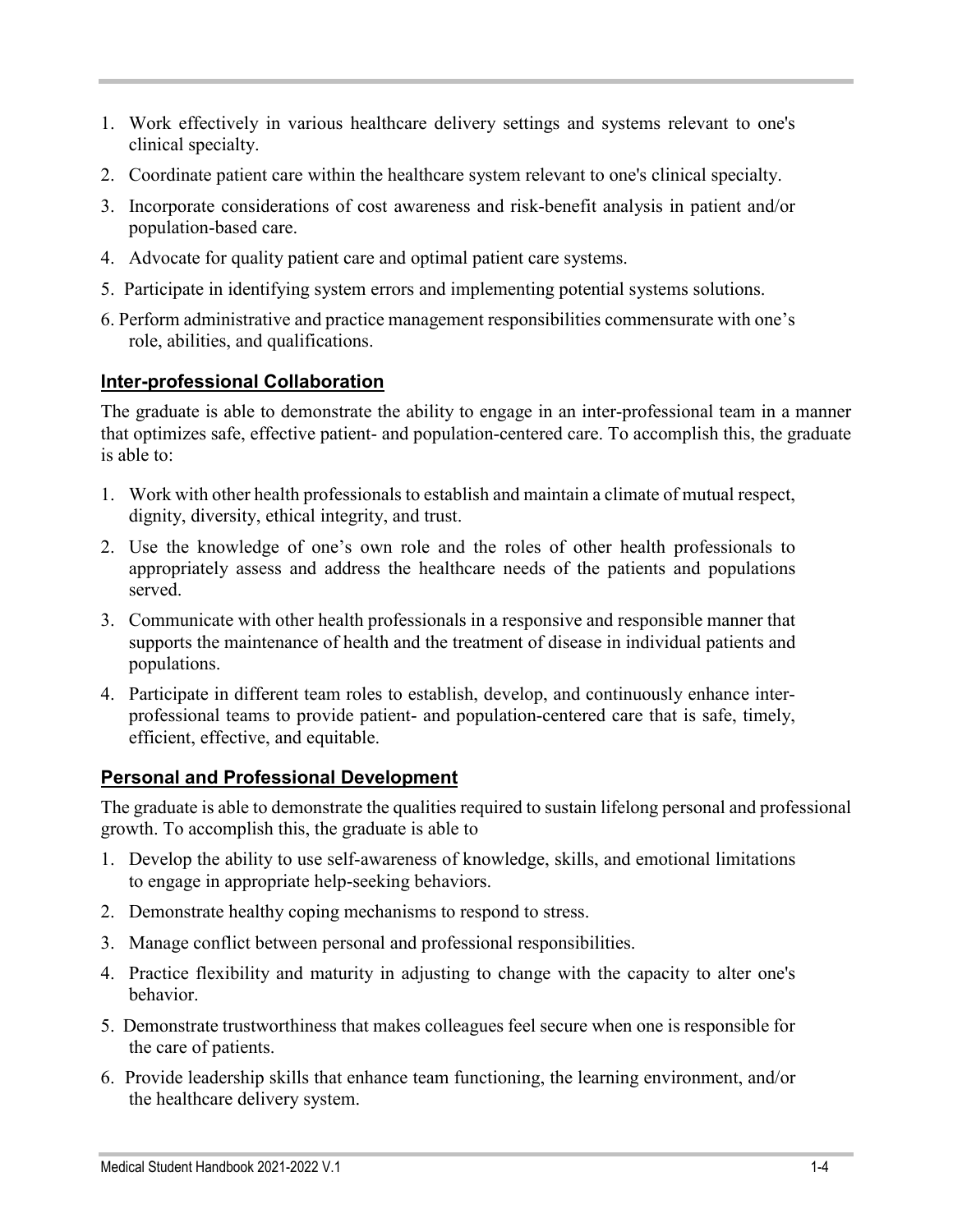1. Work effectively in various healthcare delivery settings and systems relevant to one's clinical specialty.
2. Coordinate patient care within the healthcare system relevant to one's clinical specialty.
3. Incorporate considerations of cost awareness and risk-benefit analysis in patient and/or population-based care.
4. Advocate for quality patient care and optimal patient care systems.
5. Participate in identifying system errors and implementing potential systems solutions.
6. Perform administrative and practice management responsibilities commensurate with one's role, abilities, and qualifications.

## Inter-professional Collaboration

The graduate is able to demonstrate the ability to engage in an inter-professional team in a manner that optimizes safe, effective patient- and population-centered care. To accomplish this, the graduate is able to:

1. Work with other health professionals to establish and maintain a climate of mutual respect, dignity, diversity, ethical integrity, and trust.
2. Use the knowledge of one's own role and the roles of other health professionals to appropriately assess and address the healthcare needs of the patients and populations served.
3. Communicate with other health professionals in a responsive and responsible manner that supports the maintenance of health and the treatment of disease in individual patients and populations.
4. Participate in different team roles to establish, develop, and continuously enhance inter-professional teams to provide patient- and population-centered care that is safe, timely, efficient, effective, and equitable.

## Personal and Professional Development

The graduate is able to demonstrate the qualities required to sustain lifelong personal and professional growth. To accomplish this, the graduate is able to

1. Develop the ability to use self-awareness of knowledge, skills, and emotional limitations to engage in appropriate help-seeking behaviors.
2. Demonstrate healthy coping mechanisms to respond to stress.
3. Manage conflict between personal and professional responsibilities.
4. Practice flexibility and maturity in adjusting to change with the capacity to alter one's behavior.
5. Demonstrate trustworthiness that makes colleagues feel secure when one is responsible for the care of patients.
6. Provide leadership skills that enhance team functioning, the learning environment, and/or the healthcare delivery system.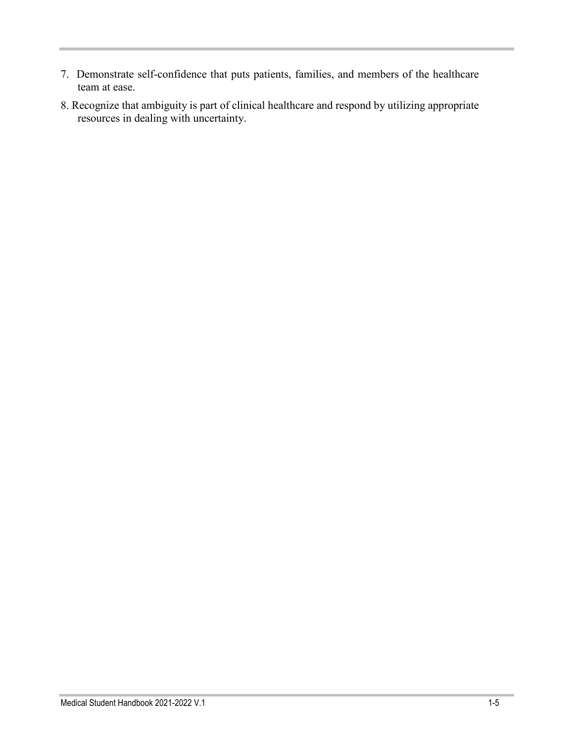7. Demonstrate self-confidence that puts patients, families, and members of the healthcare team at ease.
8. Recognize that ambiguity is part of clinical healthcare and respond by utilizing appropriate resources in dealing with uncertainty.